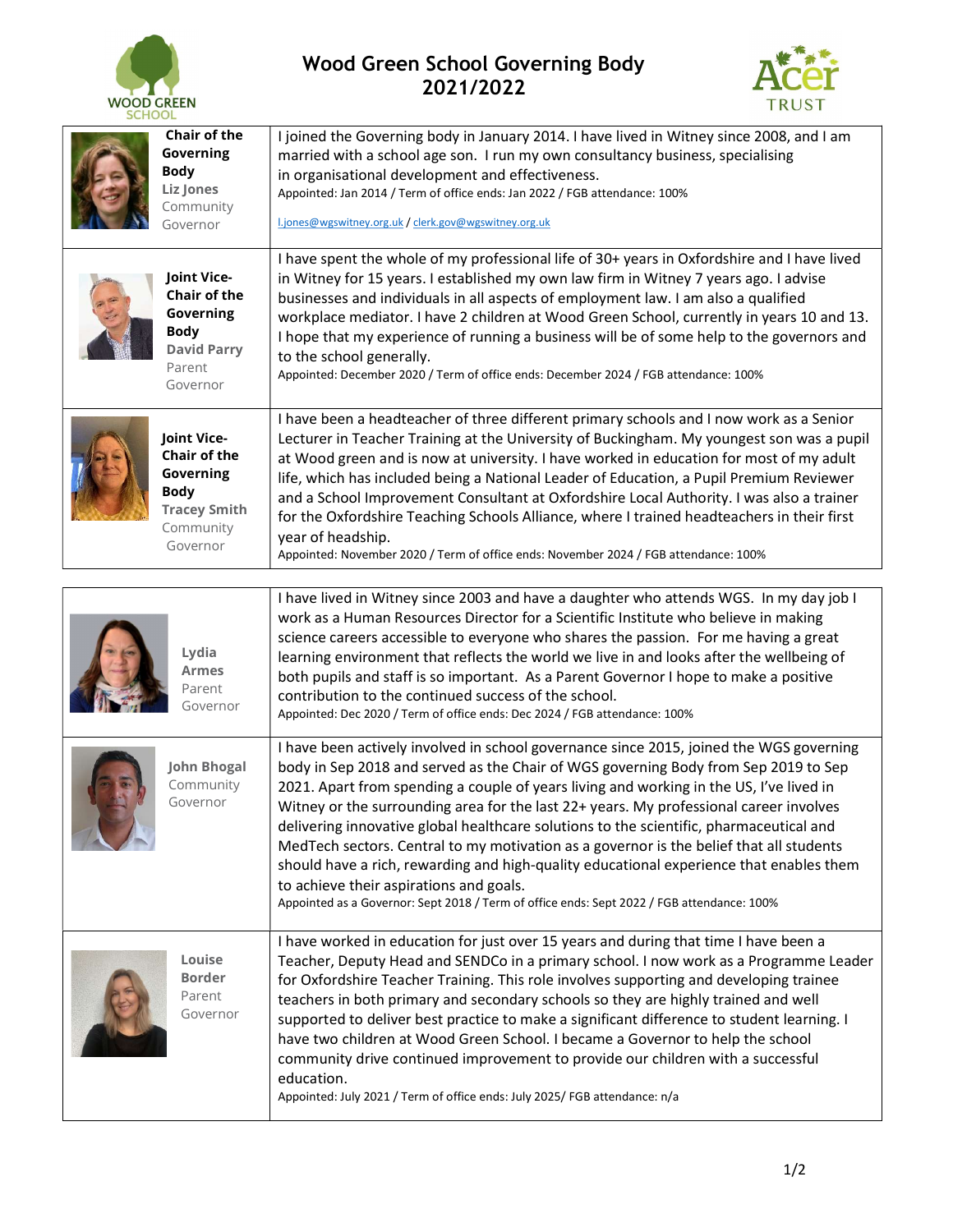# Wood Green School Governing Body 2021/2022

| Governor | Profile |
|---|---|
| **Chair of the Governing Body** **Liz Jones** Community Governor | I joined the Governing body in January 2014. I have lived in Witney since 2008, and I am married with a school age son. I run my own consultancy business, specialising in organisational development and effectiveness. Appointed: Jan 2014 / Term of office ends: Jan 2022 / FGB attendance: 100% l.jones@wgswitney.org.uk / clerk.gov@wgswitney.org.uk |
| **Joint Vice-Chair of the Governing Body** **David Parry** Parent Governor | I have spent the whole of my professional life of 30+ years in Oxfordshire and I have lived in Witney for 15 years. I established my own law firm in Witney 7 years ago. I advise businesses and individuals in all aspects of employment law. I am also a qualified workplace mediator. I have 2 children at Wood Green School, currently in years 10 and 13. I hope that my experience of running a business will be of some help to the governors and to the school generally. Appointed: December 2020 / Term of office ends: December 2024 / FGB attendance: 100% |
| **Joint Vice-Chair of the Governing Body** **Tracey Smith** Community Governor | I have been a headteacher of three different primary schools and I now work as a Senior Lecturer in Teacher Training at the University of Buckingham. My youngest son was a pupil at Wood green and is now at university. I have worked in education for most of my adult life, which has included being a National Leader of Education, a Pupil Premium Reviewer and a School Improvement Consultant at Oxfordshire Local Authority. I was also a trainer for the Oxfordshire Teaching Schools Alliance, where I trained headteachers in their first year of headship. Appointed: November 2020 / Term of office ends: November 2024 / FGB attendance: 100% |

| Governor | Profile |
|---|---|
| **Lydia Armes** Parent Governor | I have lived in Witney since 2003 and have a daughter who attends WGS. In my day job I work as a Human Resources Director for a Scientific Institute who believe in making science careers accessible to everyone who shares the passion. For me having a great learning environment that reflects the world we live in and looks after the wellbeing of both pupils and staff is so important. As a Parent Governor I hope to make a positive contribution to the continued success of the school. Appointed: Dec 2020 / Term of office ends: Dec 2024 / FGB attendance: 100% |
| **John Bhogal** Community Governor | I have been actively involved in school governance since 2015, joined the WGS governing body in Sep 2018 and served as the Chair of WGS governing Body from Sep 2019 to Sep 2021. Apart from spending a couple of years living and working in the US, I've lived in Witney or the surrounding area for the last 22+ years. My professional career involves delivering innovative global healthcare solutions to the scientific, pharmaceutical and MedTech sectors. Central to my motivation as a governor is the belief that all students should have a rich, rewarding and high-quality educational experience that enables them to achieve their aspirations and goals. Appointed as a Governor: Sept 2018 / Term of office ends: Sept 2022 / FGB attendance: 100% |
| **Louise Border** Parent Governor | I have worked in education for just over 15 years and during that time I have been a Teacher, Deputy Head and SENDCo in a primary school. I now work as a Programme Leader for Oxfordshire Teacher Training. This role involves supporting and developing trainee teachers in both primary and secondary schools so they are highly trained and well supported to deliver best practice to make a significant difference to student learning. I have two children at Wood Green School. I became a Governor to help the school community drive continued improvement to provide our children with a successful education. Appointed: July 2021 / Term of office ends: July 2025/ FGB attendance: n/a |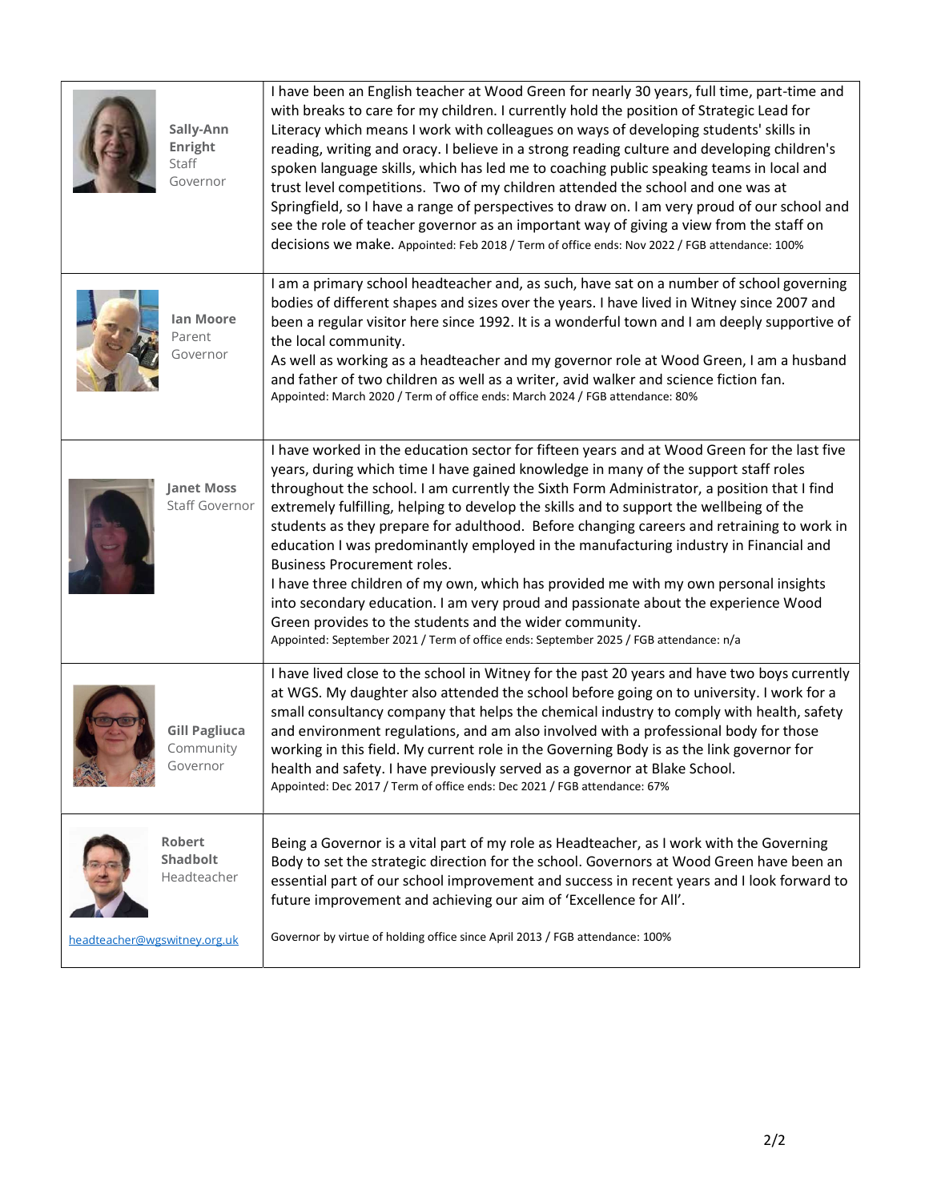| | |
|---|---|
| **Sally-Ann Enright** Staff Governor | I have been an English teacher at Wood Green for nearly 30 years, full time, part-time and with breaks to care for my children. I currently hold the position of Strategic Lead for Literacy which means I work with colleagues on ways of developing students' skills in reading, writing and oracy. I believe in a strong reading culture and developing children's spoken language skills, which has led me to coaching public speaking teams in local and trust level competitions. Two of my children attended the school and one was at Springfield, so I have a range of perspectives to draw on. I am very proud of our school and see the role of teacher governor as an important way of giving a view from the staff on decisions we make. Appointed: Feb 2018 / Term of office ends: Nov 2022 / FGB attendance: 100% |
| **Ian Moore** Parent Governor | I am a primary school headteacher and, as such, have sat on a number of school governing bodies of different shapes and sizes over the years. I have lived in Witney since 2007 and been a regular visitor here since 1992. It is a wonderful town and I am deeply supportive of the local community.<br>As well as working as a headteacher and my governor role at Wood Green, I am a husband and father of two children as well as a writer, avid walker and science fiction fan.<br>Appointed: March 2020 / Term of office ends: March 2024 / FGB attendance: 80% |
| **Janet Moss** Staff Governor | I have worked in the education sector for fifteen years and at Wood Green for the last five years, during which time I have gained knowledge in many of the support staff roles throughout the school. I am currently the Sixth Form Administrator, a position that I find extremely fulfilling, helping to develop the skills and to support the wellbeing of the students as they prepare for adulthood. Before changing careers and retraining to work in education I was predominantly employed in the manufacturing industry in Financial and Business Procurement roles.<br>I have three children of my own, which has provided me with my own personal insights into secondary education. I am very proud and passionate about the experience Wood Green provides to the students and the wider community.<br>Appointed: September 2021 / Term of office ends: September 2025 / FGB attendance: n/a |
| **Gill Pagliuca** Community Governor | I have lived close to the school in Witney for the past 20 years and have two boys currently at WGS. My daughter also attended the school before going on to university. I work for a small consultancy company that helps the chemical industry to comply with health, safety and environment regulations, and am also involved with a professional body for those working in this field. My current role in the Governing Body is as the link governor for health and safety. I have previously served as a governor at Blake School.<br>Appointed: Dec 2017 / Term of office ends: Dec 2021 / FGB attendance: 67% |
| **Robert Shadbolt** Headteacher<br>headteacher@wgswitney.org.uk | Being a Governor is a vital part of my role as Headteacher, as I work with the Governing Body to set the strategic direction for the school. Governors at Wood Green have been an essential part of our school improvement and success in recent years and I look forward to future improvement and achieving our aim of 'Excellence for All'.<br>Governor by virtue of holding office since April 2013 / FGB attendance: 100% |